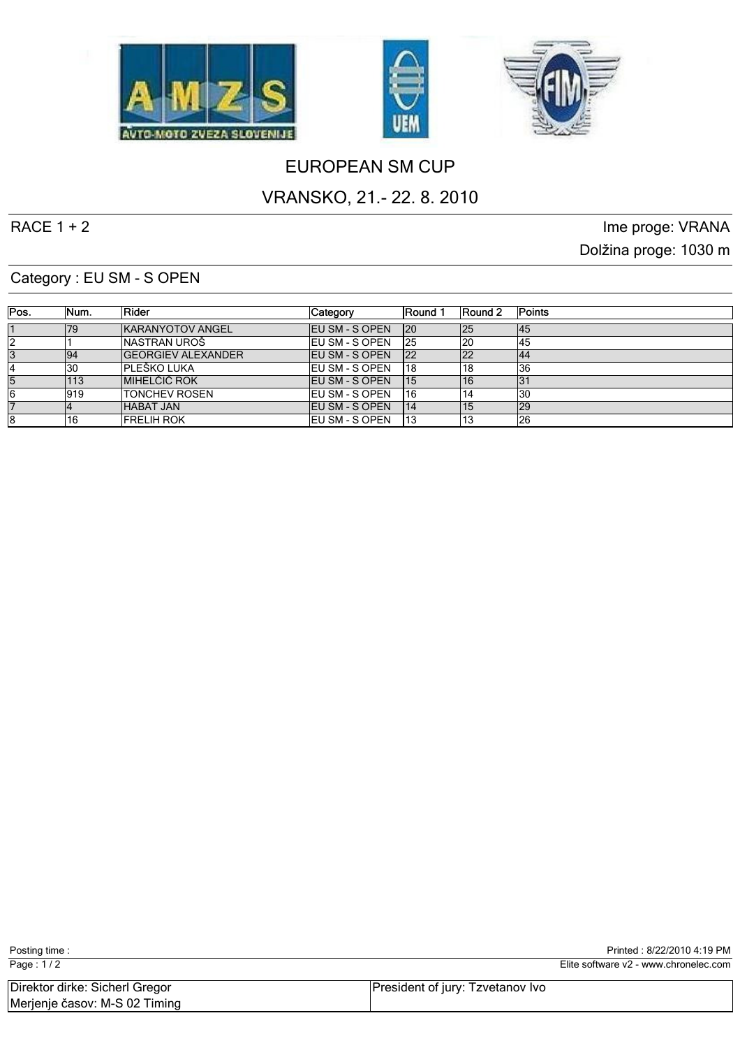# EUROPEAN SM CUP

## VRANSKO, 21.- 22. 8. 2010

RACE 1 + 2

Ime proge: VRANA

Dolžina proge: 1030 m

### Category : EU SM - S OPEN

| Pos. | Num. | Rider | Category | Round 1 | Round 2 | Points |
|---|---|---|---|---|---|---|
| 1 | 79 | KARANYOTOV ANGEL | EU SM - S OPEN | 20 | 25 | 45 |
| 2 | 1 | NASTRAN UROŠ | EU SM - S OPEN | 25 | 20 | 45 |
| 3 | 94 | GEORGIEV ALEXANDER | EU SM - S OPEN | 22 | 22 | 44 |
| 4 | 30 | PLEŠKO LUKA | EU SM - S OPEN | 18 | 18 | 36 |
| 5 | 113 | MIHELČIĆ ROK | EU SM - S OPEN | 15 | 16 | 31 |
| 6 | 919 | TONCHEV ROSEN | EU SM - S OPEN | 16 | 14 | 30 |
| 7 | 4 | HABAT JAN | EU SM - S OPEN | 14 | 15 | 29 |
| 8 | 16 | FRELIH ROK | EU SM - S OPEN | 13 | 13 | 26 |

Posting time :

Printed : 8/22/2010 4:19 PM

Elite software v2 - www.chronelec.com

| Direktor dirke: Sicherl Gregor<br>Merjenje časov: M-S 02 Timing | President of jury: Tzvetanov Ivo |
|---|---|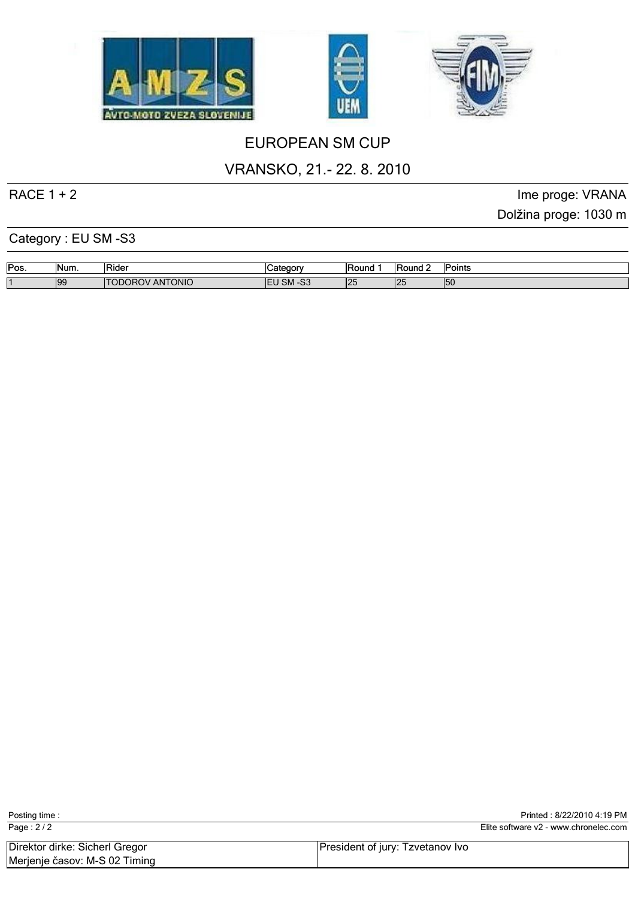# EUROPEAN SM CUP

## VRANSKO, 21.- 22. 8. 2010

RACE 1 + 2

Ime proge: VRANA

Dolžina proge: 1030 m

Category : EU SM -S3

| Pos. | Num. | Rider | Category | Round 1 | Round 2 | Points |
|---|---|---|---|---|---|---|
| 1 | 99 | TODOROV ANTONIO | EU SM -S3 | 25 | 25 | 50 |

Posting time :

Printed : 8/22/2010 4:19 PM

Elite software v2 - www.chronelec.com

| | |
|---|---|
| Direktor dirke: Sicherl Gregor<br>Merjenje časov: M-S 02 Timing | President of jury: Tzvetanov Ivo |